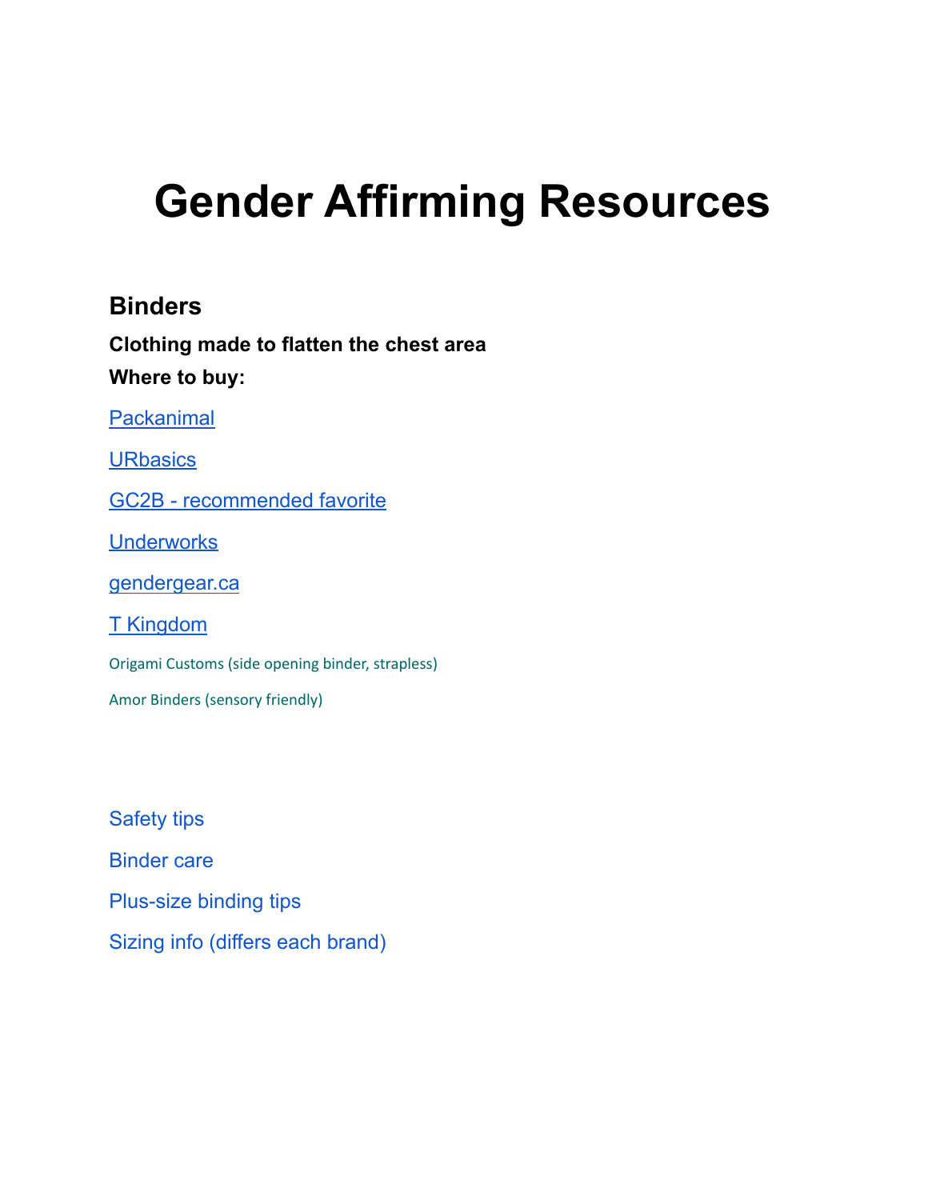# Gender Affirming Resources

## Binders

**Clothing made to flatten the chest area**

**Where to buy:**

Packanimal

URbasics

GC2B - recommended favorite

Underworks

gendergear.ca

T Kingdom

Origami Customs (side opening binder, strapless)

Amor Binders (sensory friendly)

Safety tips

Binder care

Plus-size binding tips

Sizing info (differs each brand)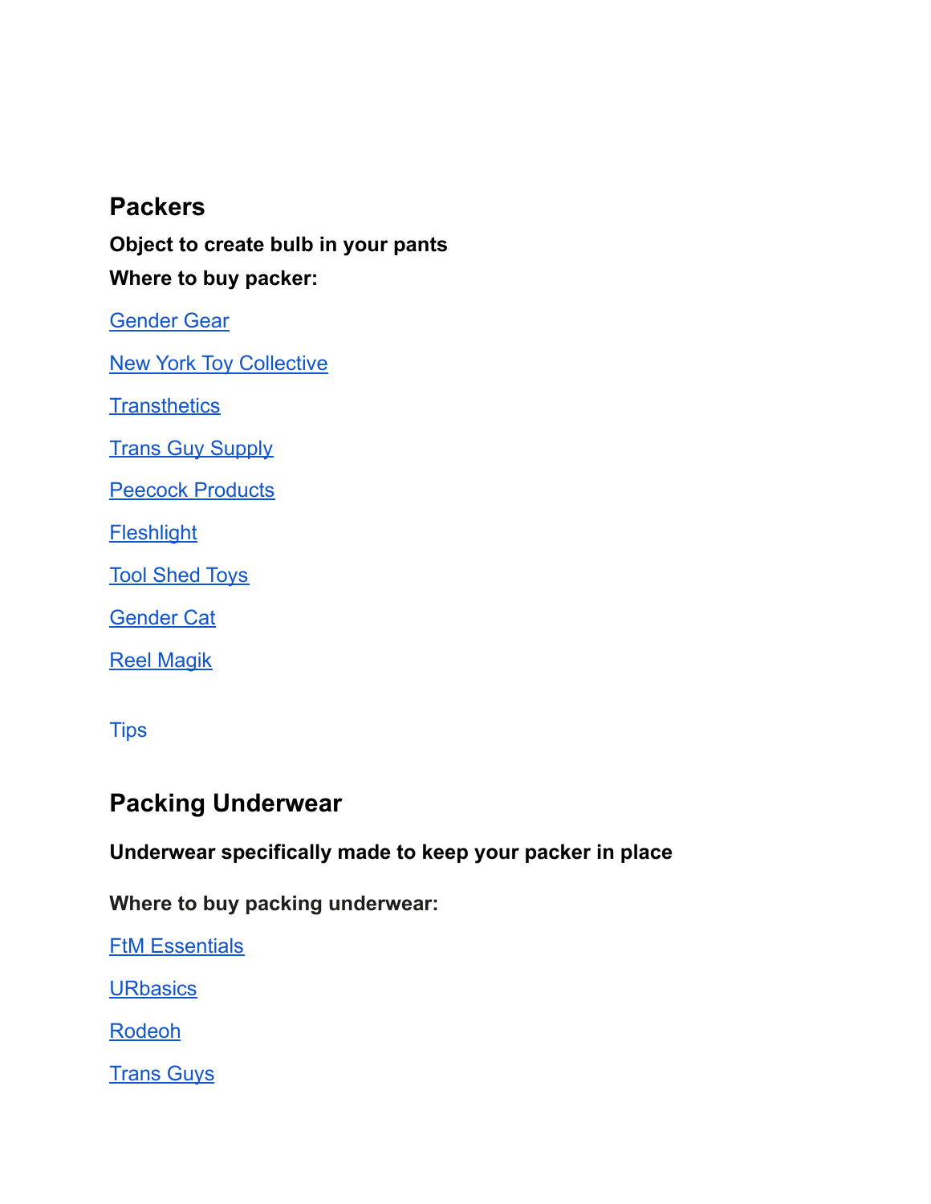## Packers

**Object to create bulb in your pants**

**Where to buy packer:**

Gender Gear

New York Toy Collective

Transthetics

Trans Guy Supply

Peecock Products

Fleshlight

Tool Shed Toys

Gender Cat

Reel Magik

Tips

## Packing Underwear

**Underwear specifically made to keep your packer in place**

**Where to buy packing underwear:**

FtM Essentials

URbasics

Rodeoh

Trans Guys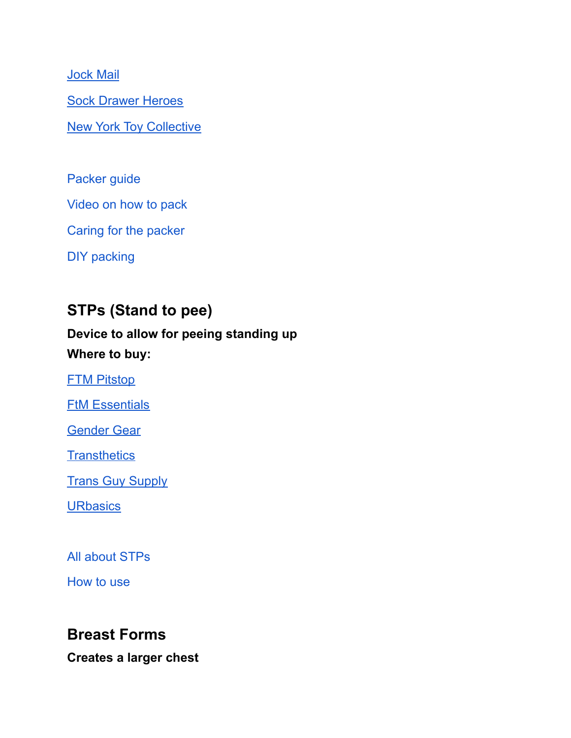Jock Mail

Sock Drawer Heroes

New York Toy Collective

Packer guide

Video on how to pack

Caring for the packer

DIY packing

## STPs (Stand to pee)

**Device to allow for peeing standing up**

**Where to buy:**

FTM Pitstop

FtM Essentials

Gender Gear

Transthetics

Trans Guy Supply

URbasics

All about STPs

How to use

## Breast Forms

**Creates a larger chest**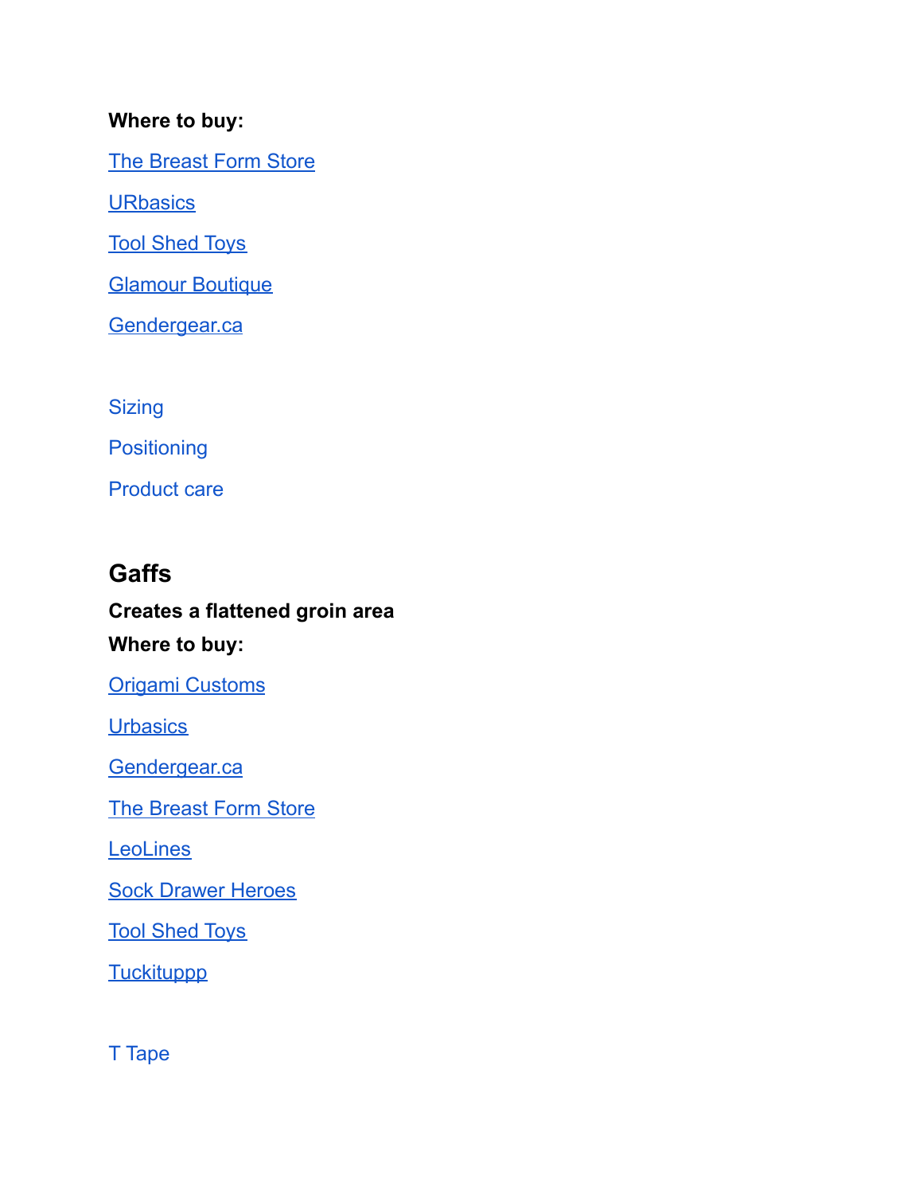**Where to buy:**

The Breast Form Store

URbasics

Tool Shed Toys

Glamour Boutique

Gendergear.ca

Sizing

Positioning

Product care

## Gaffs

**Creates a flattened groin area**

**Where to buy:**

Origami Customs

Urbasics

Gendergear.ca

The Breast Form Store

LeoLines

Sock Drawer Heroes

Tool Shed Toys

Tuckituppp

T Tape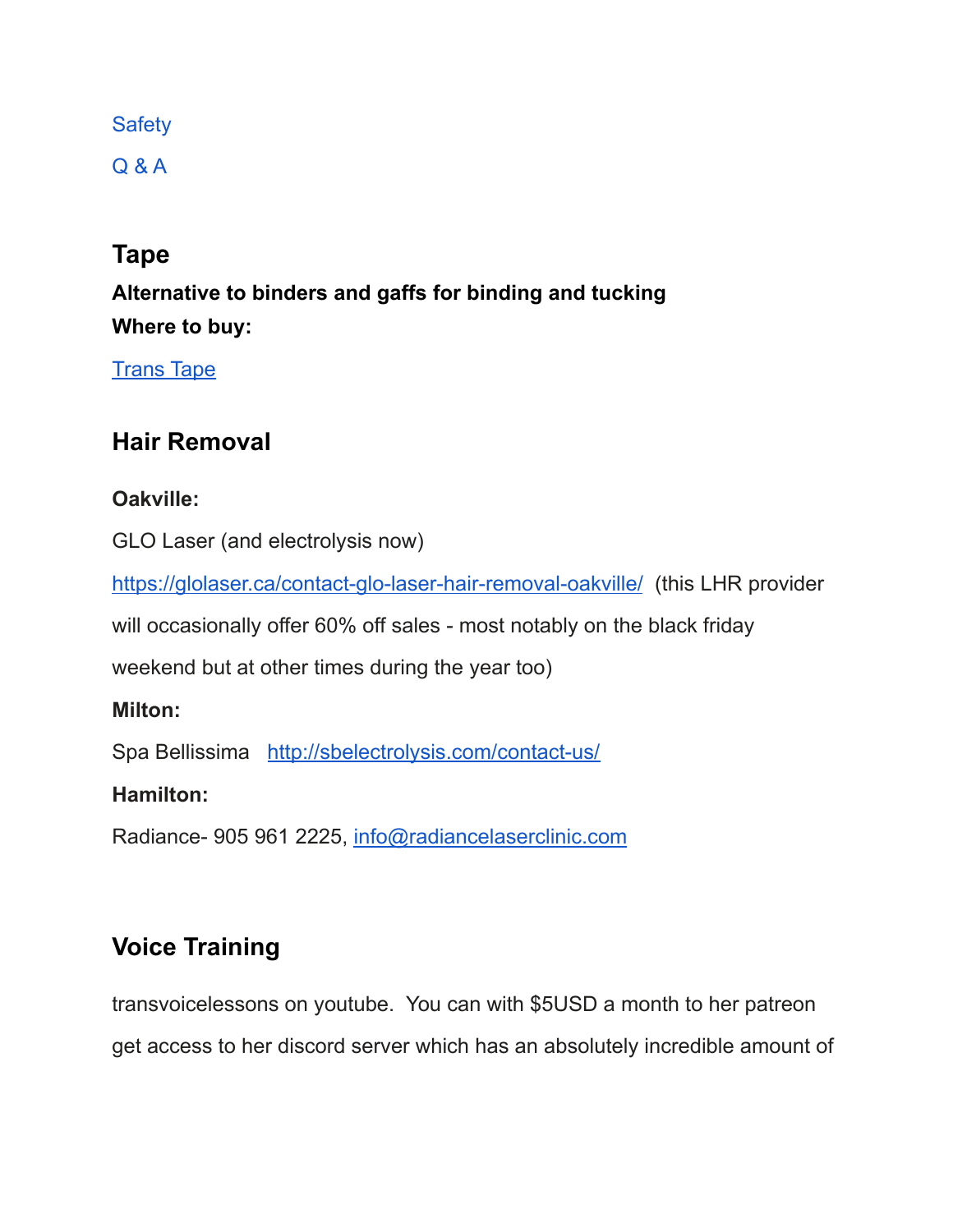[Safety](#)

[Q & A](#)

## Tape

**Alternative to binders and gaffs for binding and tucking**

**Where to buy:**

[Trans Tape](#)

## Hair Removal

**Oakville:**

GLO Laser (and electrolysis now)

https://glolaser.ca/contact-glo-laser-hair-removal-oakville/ (this LHR provider will occasionally offer 60% off sales - most notably on the black friday weekend but at other times during the year too)

**Milton:**

Spa Bellissima http://sbelectrolysis.com/contact-us/

**Hamilton:**

Radiance- 905 961 2225, info@radiancelaserclinic.com

## Voice Training

transvoicelessons on youtube. You can with $5USD a month to her patreon get access to her discord server which has an absolutely incredible amount of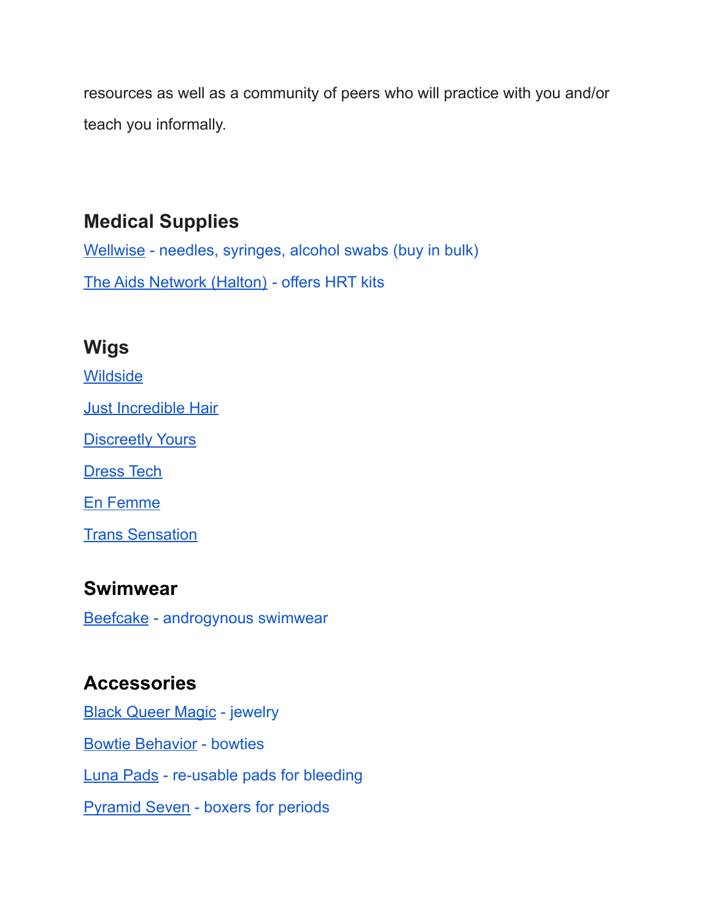resources as well as a community of peers who will practice with you and/or teach you informally.

## Medical Supplies

Wellwise - needles, syringes, alcohol swabs (buy in bulk)

The Aids Network (Halton) - offers HRT kits

## Wigs

Wildside

Just Incredible Hair

Discreetly Yours

Dress Tech

En Femme

Trans Sensation

## Swimwear

Beefcake - androgynous swimwear

## Accessories

Black Queer Magic - jewelry

Bowtie Behavior - bowties

Luna Pads - re-usable pads for bleeding

Pyramid Seven - boxers for periods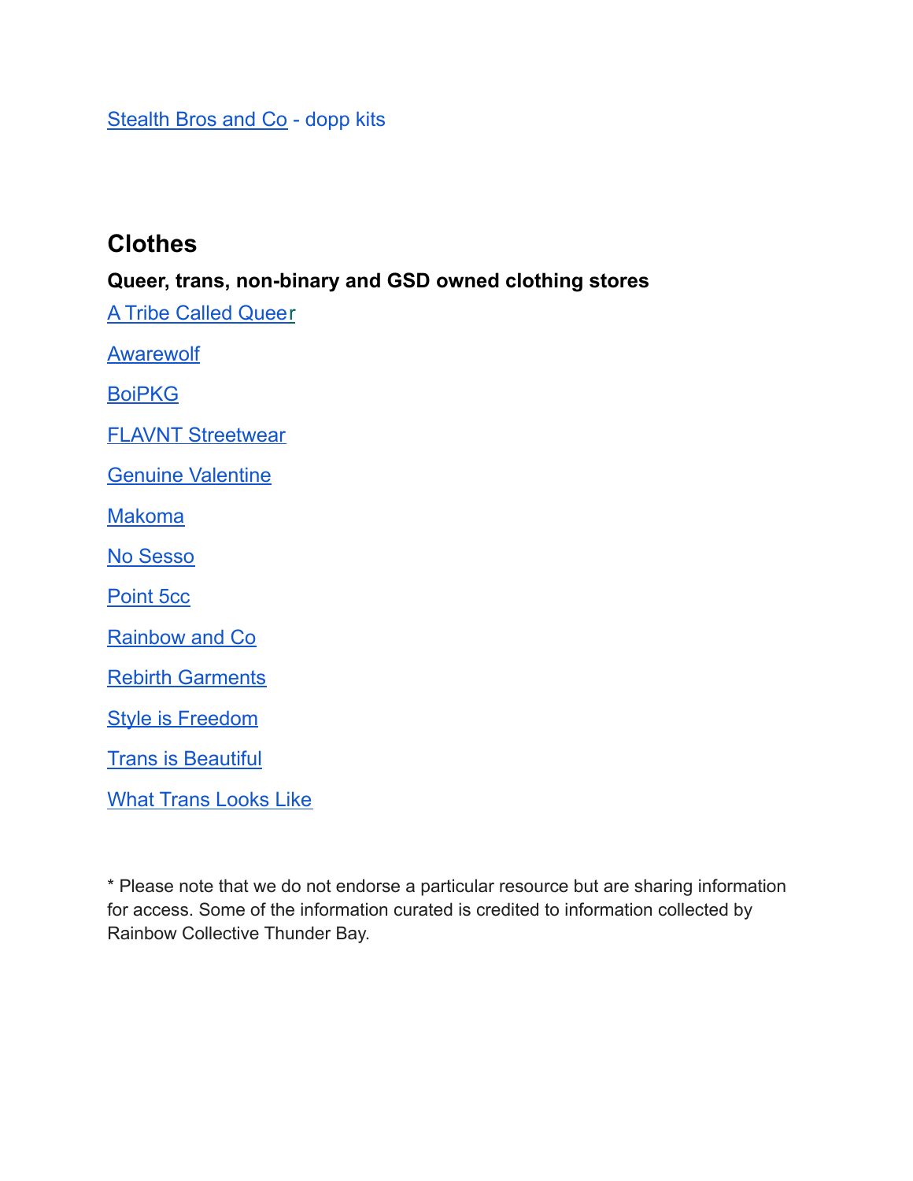Stealth Bros and Co - dopp kits

## Clothes

**Queer, trans, non-binary and GSD owned clothing stores**

A Tribe Called Queer

Awarewolf

BoiPKG

FLAVNT Streetwear

Genuine Valentine

Makoma

No Sesso

Point 5cc

Rainbow and Co

Rebirth Garments

Style is Freedom

Trans is Beautiful

What Trans Looks Like

* Please note that we do not endorse a particular resource but are sharing information for access. Some of the information curated is credited to information collected by Rainbow Collective Thunder Bay.